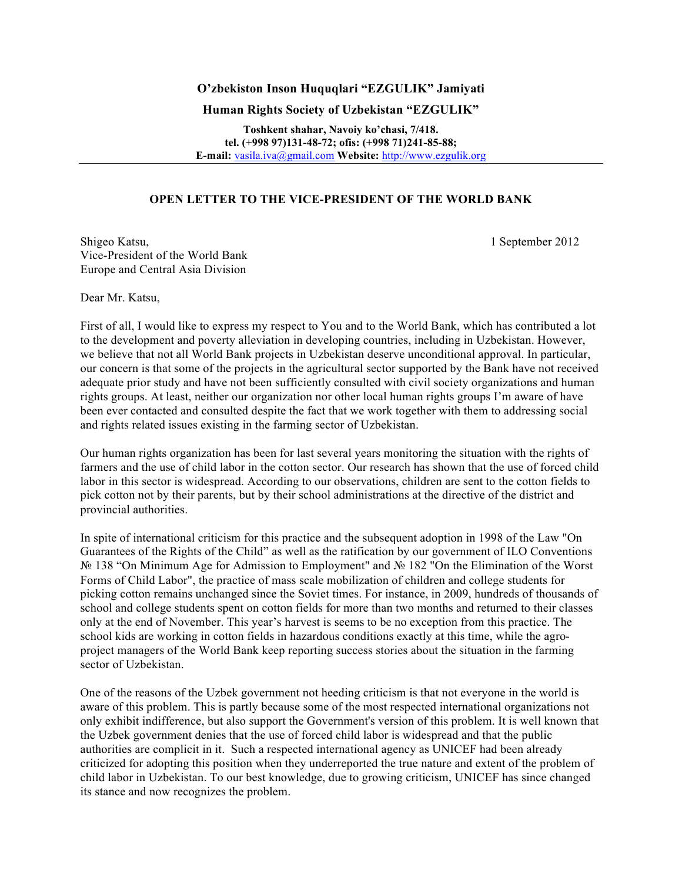**O'zbekiston Inson Huquqlari "EZGULIK" Jamiyati**

**Human Rights Society of Uzbekistan "EZGULIK"**

**Toshkent shahar, Navoiy ko'chasi, 7/418.**
**tel. (+998 97)131-48-72; ofis: (+998 71)241-85-88;**
**E-mail:** vasila.iva@gmail.com **Website:** http://www.ezgulik.org

---

## OPEN LETTER TO THE VICE-PRESIDENT OF THE WORLD BANK

Shigeo Katsu,
Vice-President of the World Bank
Europe and Central Asia Division

1 September 2012

Dear Mr. Katsu,

First of all, I would like to express my respect to You and to the World Bank, which has contributed a lot to the development and poverty alleviation in developing countries, including in Uzbekistan. However, we believe that not all World Bank projects in Uzbekistan deserve unconditional approval. In particular, our concern is that some of the projects in the agricultural sector supported by the Bank have not received adequate prior study and have not been sufficiently consulted with civil society organizations and human rights groups. At least, neither our organization nor other local human rights groups I'm aware of have been ever contacted and consulted despite the fact that we work together with them to addressing social and rights related issues existing in the farming sector of Uzbekistan.

Our human rights organization has been for last several years monitoring the situation with the rights of farmers and the use of child labor in the cotton sector. Our research has shown that the use of forced child labor in this sector is widespread. According to our observations, children are sent to the cotton fields to pick cotton not by their parents, but by their school administrations at the directive of the district and provincial authorities.

In spite of international criticism for this practice and the subsequent adoption in 1998 of the Law "On Guarantees of the Rights of the Child" as well as the ratification by our government of ILO Conventions № 138 "On Minimum Age for Admission to Employment" and № 182 "On the Elimination of the Worst Forms of Child Labor", the practice of mass scale mobilization of children and college students for picking cotton remains unchanged since the Soviet times. For instance, in 2009, hundreds of thousands of school and college students spent on cotton fields for more than two months and returned to their classes only at the end of November. This year's harvest is seems to be no exception from this practice. The school kids are working in cotton fields in hazardous conditions exactly at this time, while the agro-project managers of the World Bank keep reporting success stories about the situation in the farming sector of Uzbekistan.

One of the reasons of the Uzbek government not heeding criticism is that not everyone in the world is aware of this problem. This is partly because some of the most respected international organizations not only exhibit indifference, but also support the Government's version of this problem. It is well known that the Uzbek government denies that the use of forced child labor is widespread and that the public authorities are complicit in it. Such a respected international agency as UNICEF had been already criticized for adopting this position when they underreported the true nature and extent of the problem of child labor in Uzbekistan. To our best knowledge, due to growing criticism, UNICEF has since changed its stance and now recognizes the problem.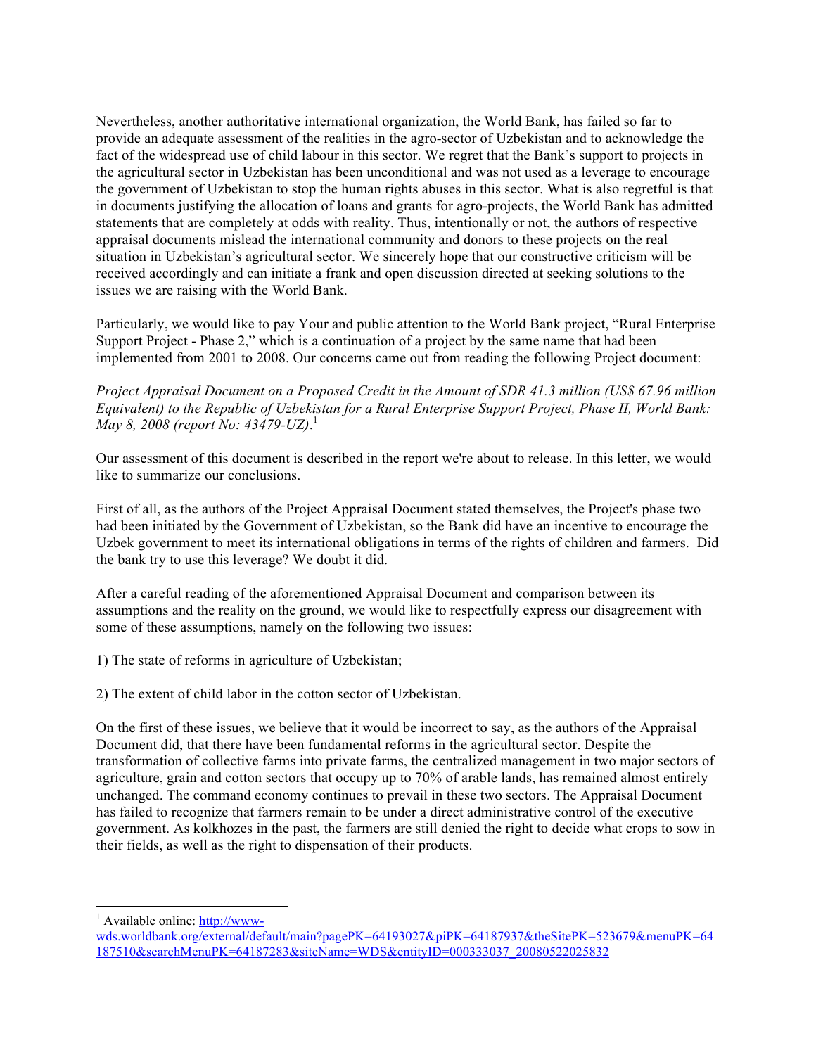Nevertheless, another authoritative international organization, the World Bank, has failed so far to provide an adequate assessment of the realities in the agro-sector of Uzbekistan and to acknowledge the fact of the widespread use of child labour in this sector. We regret that the Bank's support to projects in the agricultural sector in Uzbekistan has been unconditional and was not used as a leverage to encourage the government of Uzbekistan to stop the human rights abuses in this sector. What is also regretful is that in documents justifying the allocation of loans and grants for agro-projects, the World Bank has admitted statements that are completely at odds with reality. Thus, intentionally or not, the authors of respective appraisal documents mislead the international community and donors to these projects on the real situation in Uzbekistan's agricultural sector. We sincerely hope that our constructive criticism will be received accordingly and can initiate a frank and open discussion directed at seeking solutions to the issues we are raising with the World Bank.

Particularly, we would like to pay Your and public attention to the World Bank project, "Rural Enterprise Support Project - Phase 2," which is a continuation of a project by the same name that had been implemented from 2001 to 2008. Our concerns came out from reading the following Project document:

*Project Appraisal Document on a Proposed Credit in the Amount of SDR 41.3 million (US$ 67.96 million Equivalent) to the Republic of Uzbekistan for a Rural Enterprise Support Project, Phase II, World Bank: May 8, 2008 (report No: 43479-UZ).*[1]

Our assessment of this document is described in the report we're about to release. In this letter, we would like to summarize our conclusions.

First of all, as the authors of the Project Appraisal Document stated themselves, the Project's phase two had been initiated by the Government of Uzbekistan, so the Bank did have an incentive to encourage the Uzbek government to meet its international obligations in terms of the rights of children and farmers. Did the bank try to use this leverage? We doubt it did.

After a careful reading of the aforementioned Appraisal Document and comparison between its assumptions and the reality on the ground, we would like to respectfully express our disagreement with some of these assumptions, namely on the following two issues:

1) The state of reforms in agriculture of Uzbekistan;

2) The extent of child labor in the cotton sector of Uzbekistan.

On the first of these issues, we believe that it would be incorrect to say, as the authors of the Appraisal Document did, that there have been fundamental reforms in the agricultural sector. Despite the transformation of collective farms into private farms, the centralized management in two major sectors of agriculture, grain and cotton sectors that occupy up to 70% of arable lands, has remained almost entirely unchanged. The command economy continues to prevail in these two sectors. The Appraisal Document has failed to recognize that farmers remain to be under a direct administrative control of the executive government. As kolkhozes in the past, the farmers are still denied the right to decide what crops to sow in their fields, as well as the right to dispensation of their products.

---

[1] Available online: http://www-wds.worldbank.org/external/default/main?pagePK=64193027&piPK=64187937&theSitePK=523679&menuPK=64187510&searchMenuPK=64187283&siteName=WDS&entityID=000333037_20080522025832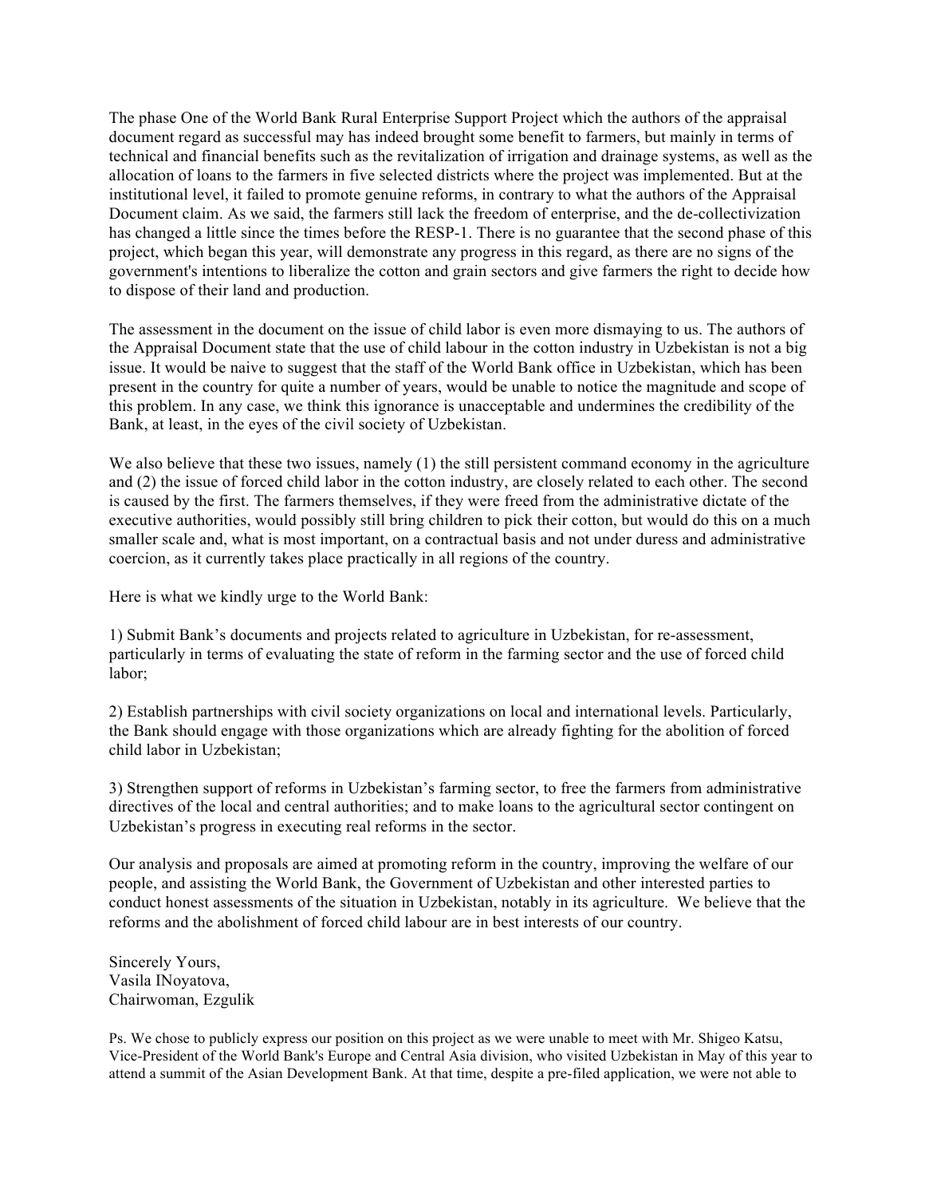The phase One of the World Bank Rural Enterprise Support Project which the authors of the appraisal document regard as successful may has indeed brought some benefit to farmers, but mainly in terms of technical and financial benefits such as the revitalization of irrigation and drainage systems, as well as the allocation of loans to the farmers in five selected districts where the project was implemented. But at the institutional level, it failed to promote genuine reforms, in contrary to what the authors of the Appraisal Document claim. As we said, the farmers still lack the freedom of enterprise, and the de-collectivization has changed a little since the times before the RESP-1. There is no guarantee that the second phase of this project, which began this year, will demonstrate any progress in this regard, as there are no signs of the government's intentions to liberalize the cotton and grain sectors and give farmers the right to decide how to dispose of their land and production.

The assessment in the document on the issue of child labor is even more dismaying to us. The authors of the Appraisal Document state that the use of child labour in the cotton industry in Uzbekistan is not a big issue. It would be naive to suggest that the staff of the World Bank office in Uzbekistan, which has been present in the country for quite a number of years, would be unable to notice the magnitude and scope of this problem. In any case, we think this ignorance is unacceptable and undermines the credibility of the Bank, at least, in the eyes of the civil society of Uzbekistan.

We also believe that these two issues, namely (1) the still persistent command economy in the agriculture and (2) the issue of forced child labor in the cotton industry, are closely related to each other. The second is caused by the first. The farmers themselves, if they were freed from the administrative dictate of the executive authorities, would possibly still bring children to pick their cotton, but would do this on a much smaller scale and, what is most important, on a contractual basis and not under duress and administrative coercion, as it currently takes place practically in all regions of the country.

Here is what we kindly urge to the World Bank:

1) Submit Bank's documents and projects related to agriculture in Uzbekistan, for re-assessment, particularly in terms of evaluating the state of reform in the farming sector and the use of forced child labor;

2) Establish partnerships with civil society organizations on local and international levels. Particularly, the Bank should engage with those organizations which are already fighting for the abolition of forced child labor in Uzbekistan;

3) Strengthen support of reforms in Uzbekistan's farming sector, to free the farmers from administrative directives of the local and central authorities; and to make loans to the agricultural sector contingent on Uzbekistan's progress in executing real reforms in the sector.

Our analysis and proposals are aimed at promoting reform in the country, improving the welfare of our people, and assisting the World Bank, the Government of Uzbekistan and other interested parties to conduct honest assessments of the situation in Uzbekistan, notably in its agriculture. We believe that the reforms and the abolishment of forced child labour are in best interests of our country.

Sincerely Yours,
Vasila INoyatova,
Chairwoman, Ezgulik

Ps. We chose to publicly express our position on this project as we were unable to meet with Mr. Shigeo Katsu, Vice-President of the World Bank's Europe and Central Asia division, who visited Uzbekistan in May of this year to attend a summit of the Asian Development Bank. At that time, despite a pre-filed application, we were not able to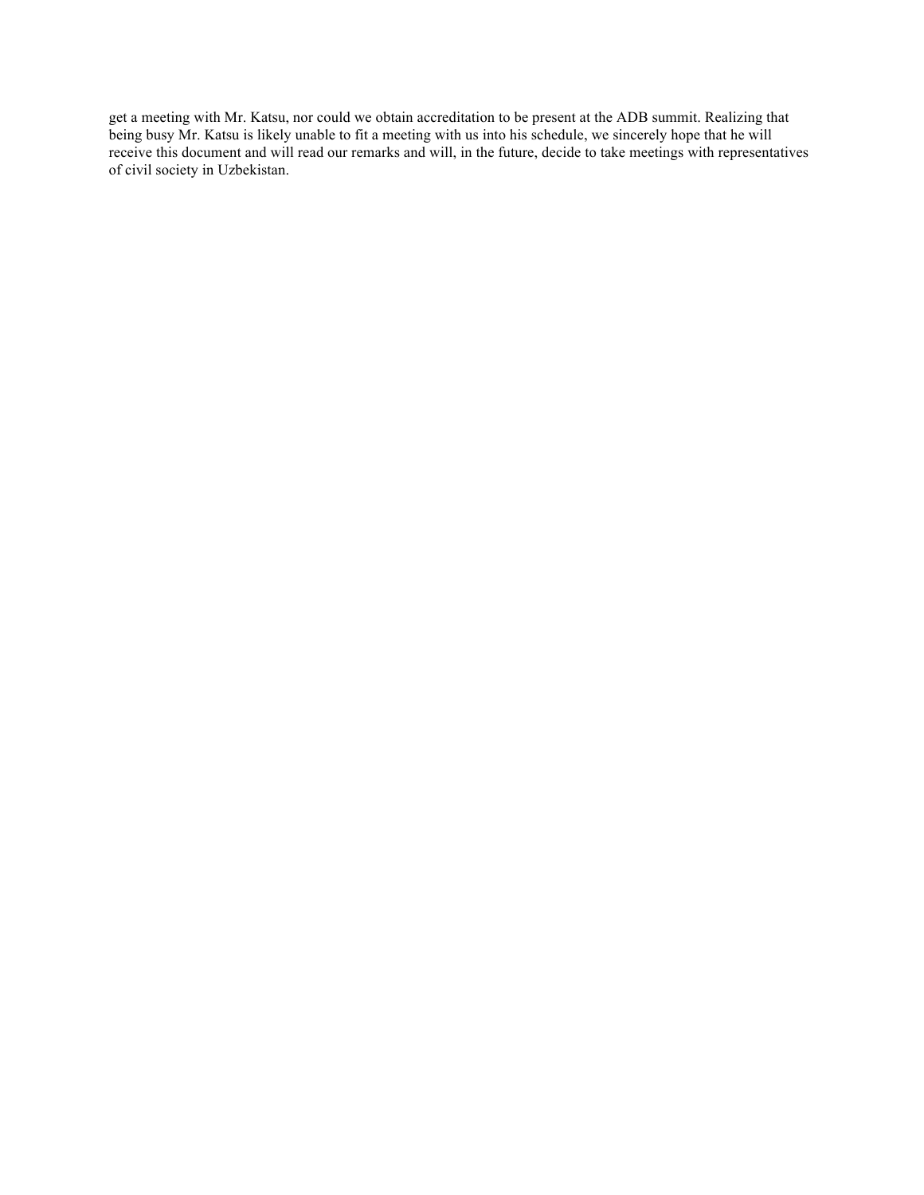get a meeting with Mr. Katsu, nor could we obtain accreditation to be present at the ADB summit. Realizing that being busy Mr. Katsu is likely unable to fit a meeting with us into his schedule, we sincerely hope that he will receive this document and will read our remarks and will, in the future, decide to take meetings with representatives of civil society in Uzbekistan.